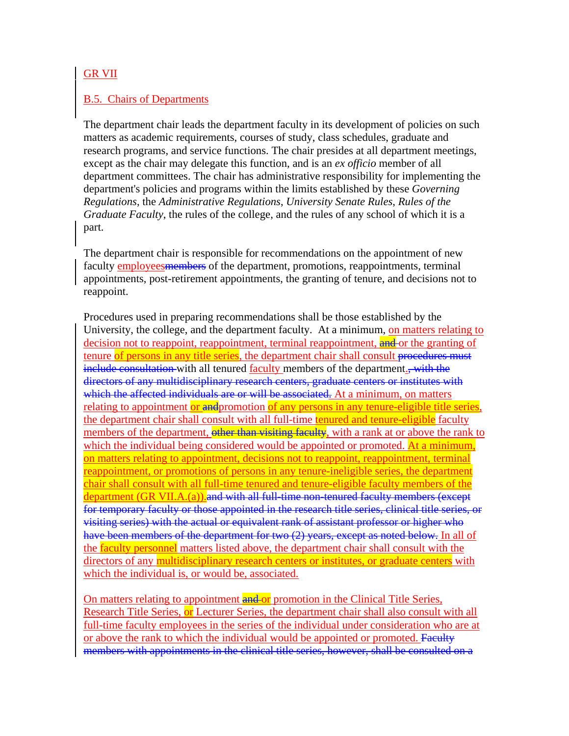GR VII

B.5. Chairs of Departments

The department chair leads the department faculty in its development of policies on such matters as academic requirements, courses of study, class schedules, graduate and research programs, and service functions. The chair presides at all department meetings, except as the chair may delegate this function, and is an *ex officio* member of all department committees. The chair has administrative responsibility for implementing the department's policies and programs within the limits established by these *Governing Regulations*, the *Administrative Regulations*, *University Senate Rules*, *Rules of the Graduate Faculty*, the rules of the college, and the rules of any school of which it is a part.

The department chair is responsible for recommendations on the appointment of new faculty employees~~members~~ of the department, promotions, reappointments, terminal appointments, post-retirement appointments, the granting of tenure, and decisions not to reappoint.

Procedures used in preparing recommendations shall be those established by the University, the college, and the department faculty. At a minimum, on matters relating to decision not to reappoint, reappointment, terminal reappointment, ~~and~~ or the granting of tenure of persons in any title series, the department chair shall consult ~~procedures must include consultation~~ with all tenured faculty members of the department.~~, with the directors of any multidisciplinary research centers, graduate centers or institutes with which the affected individuals are or will be associated.~~ At a minimum, on matters relating to appointment or ~~and~~promotion of any persons in any tenure-eligible title series, the department chair shall consult with all full-time tenured and tenure-eligible faculty members of the department, ~~other than visiting faculty~~, with a rank at or above the rank to which the individual being considered would be appointed or promoted. At a minimum, on matters relating to appointment, decisions not to reappoint, reappointment, terminal reappointment, or promotions of persons in any tenure-ineligible series, the department chair shall consult with all full-time tenured and tenure-eligible faculty members of the department (GR VII.A.(a)).~~and with all full-time non-tenured faculty members (except for temporary faculty or those appointed in the research title series, clinical title series, or visiting series) with the actual or equivalent rank of assistant professor or higher who have been members of the department for two (2) years, except as noted below.~~ In all of the faculty personnel matters listed above, the department chair shall consult with the directors of any multidisciplinary research centers or institutes, or graduate centers with which the individual is, or would be, associated.

On matters relating to appointment ~~and~~ or promotion in the Clinical Title Series, Research Title Series, or Lecturer Series, the department chair shall also consult with all full-time faculty employees in the series of the individual under consideration who are at or above the rank to which the individual would be appointed or promoted. ~~Faculty members with appointments in the clinical title series, however, shall be consulted on a~~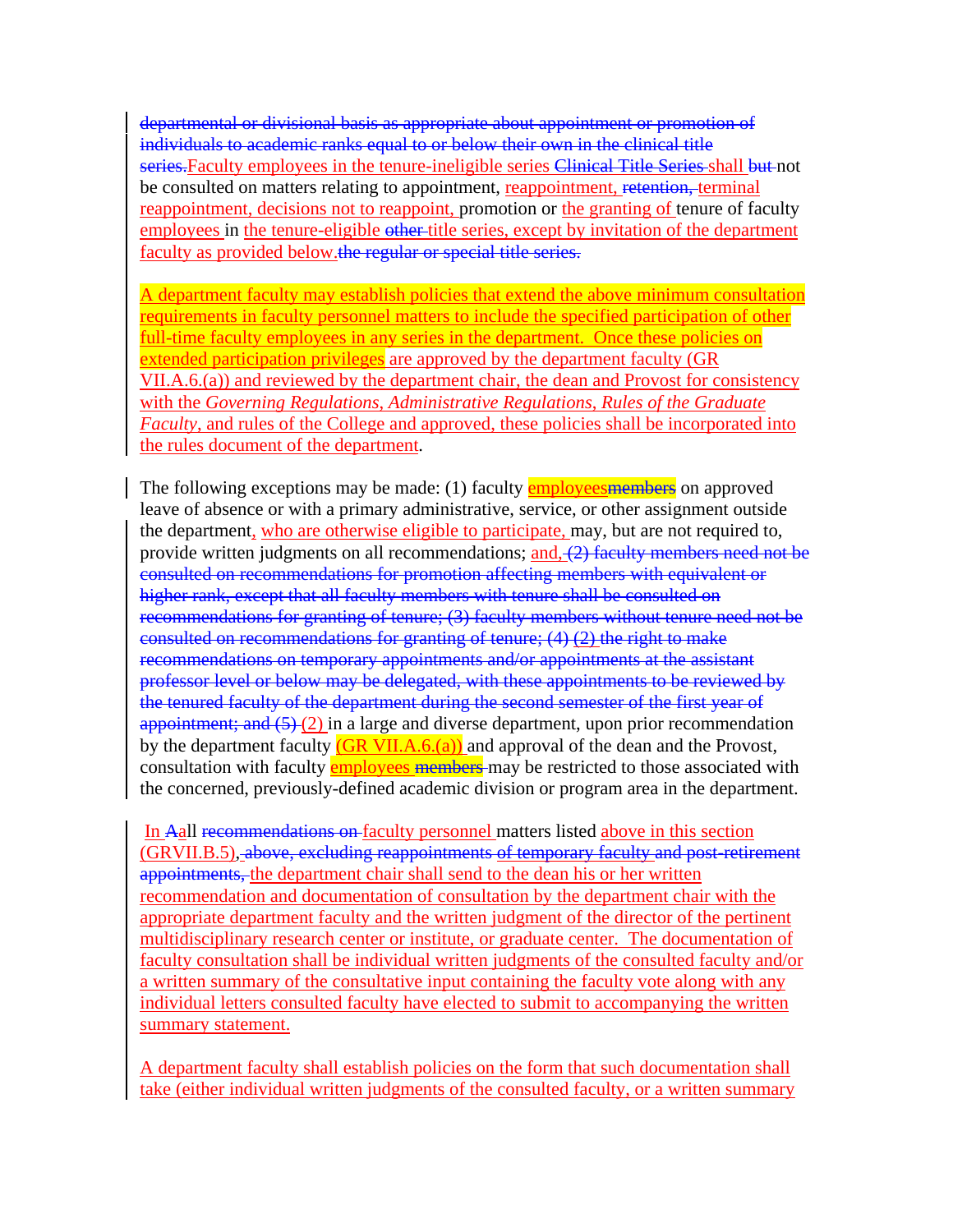~~departmental or divisional basis as appropriate about appointment or promotion of individuals to academic ranks equal to or below their own in the clinical title series.~~Faculty employees in the tenure-ineligible series ~~Clinical Title Series~~ shall ~~but~~ not be consulted on matters relating to appointment, reappointment, ~~retention,~~ terminal reappointment, decisions not to reappoint, promotion or the granting of tenure of faculty employees in the tenure-eligible ~~other~~ title series, except by invitation of the department faculty as provided below.~~the regular or special title series.~~

A department faculty may establish policies that extend the above minimum consultation requirements in faculty personnel matters to include the specified participation of other full-time faculty employees in any series in the department. Once these policies on extended participation privileges are approved by the department faculty (GR VII.A.6.(a)) and reviewed by the department chair, the dean and Provost for consistency with the *Governing Regulations*, *Administrative Regulations*, *Rules of the Graduate Faculty*, and rules of the College and approved, these policies shall be incorporated into the rules document of the department.

The following exceptions may be made: (1) faculty employees~~members~~ on approved leave of absence or with a primary administrative, service, or other assignment outside the department, who are otherwise eligible to participate, may, but are not required to, provide written judgments on all recommendations; and, ~~(2) faculty members need not be consulted on recommendations for promotion affecting members with equivalent or higher rank, except that all faculty members with tenure shall be consulted on recommendations for granting of tenure; (3) faculty members without tenure need not be consulted on recommendations for granting of tenure; (4) (2) the right to make recommendations on temporary appointments and/or appointments at the assistant professor level or below may be delegated, with these appointments to be reviewed by the tenured faculty of the department during the second semester of the first year of appointment; and (5)~~ (2) in a large and diverse department, upon prior recommendation by the department faculty (GR VII.A.6.(a)) and approval of the dean and the Provost, consultation with faculty employees ~~members~~ may be restricted to those associated with the concerned, previously-defined academic division or program area in the department.

In ~~A~~all ~~recommendations on~~ faculty personnel matters listed above in this section (GRVII.B.5), ~~above, excluding reappointments of temporary faculty and post-retirement appointments,~~ the department chair shall send to the dean his or her written recommendation and documentation of consultation by the department chair with the appropriate department faculty and the written judgment of the director of the pertinent multidisciplinary research center or institute, or graduate center. The documentation of faculty consultation shall be individual written judgments of the consulted faculty and/or a written summary of the consultative input containing the faculty vote along with any individual letters consulted faculty have elected to submit to accompanying the written summary statement.

A department faculty shall establish policies on the form that such documentation shall take (either individual written judgments of the consulted faculty, or a written summary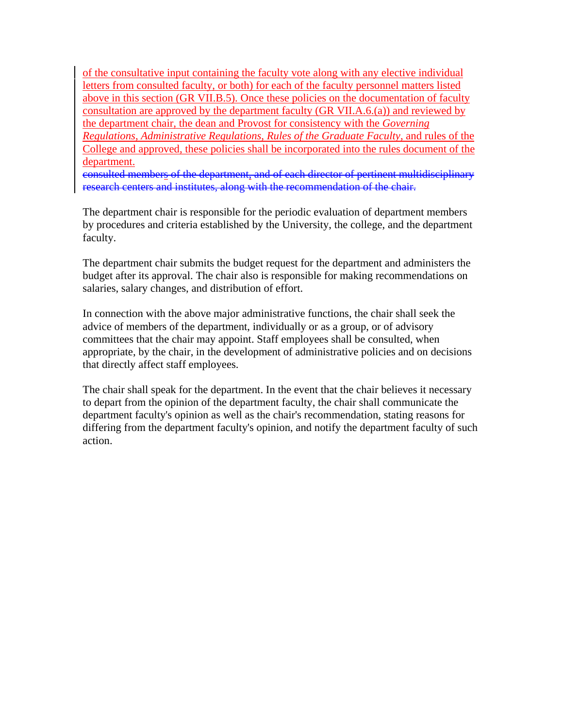of the consultative input containing the faculty vote along with any elective individual letters from consulted faculty, or both) for each of the faculty personnel matters listed above in this section (GR VII.B.5). Once these policies on the documentation of faculty consultation are approved by the department faculty (GR VII.A.6.(a)) and reviewed by the department chair, the dean and Provost for consistency with the *Governing Regulations, Administrative Regulations, Rules of the Graduate Faculty*, and rules of the College and approved, these policies shall be incorporated into the rules document of the department.

~~consulted members of the department, and of each director of pertinent multidisciplinary research centers and institutes, along with the recommendation of the chair.~~

The department chair is responsible for the periodic evaluation of department members by procedures and criteria established by the University, the college, and the department faculty.

The department chair submits the budget request for the department and administers the budget after its approval. The chair also is responsible for making recommendations on salaries, salary changes, and distribution of effort.

In connection with the above major administrative functions, the chair shall seek the advice of members of the department, individually or as a group, or of advisory committees that the chair may appoint. Staff employees shall be consulted, when appropriate, by the chair, in the development of administrative policies and on decisions that directly affect staff employees.

The chair shall speak for the department. In the event that the chair believes it necessary to depart from the opinion of the department faculty, the chair shall communicate the department faculty's opinion as well as the chair's recommendation, stating reasons for differing from the department faculty's opinion, and notify the department faculty of such action.